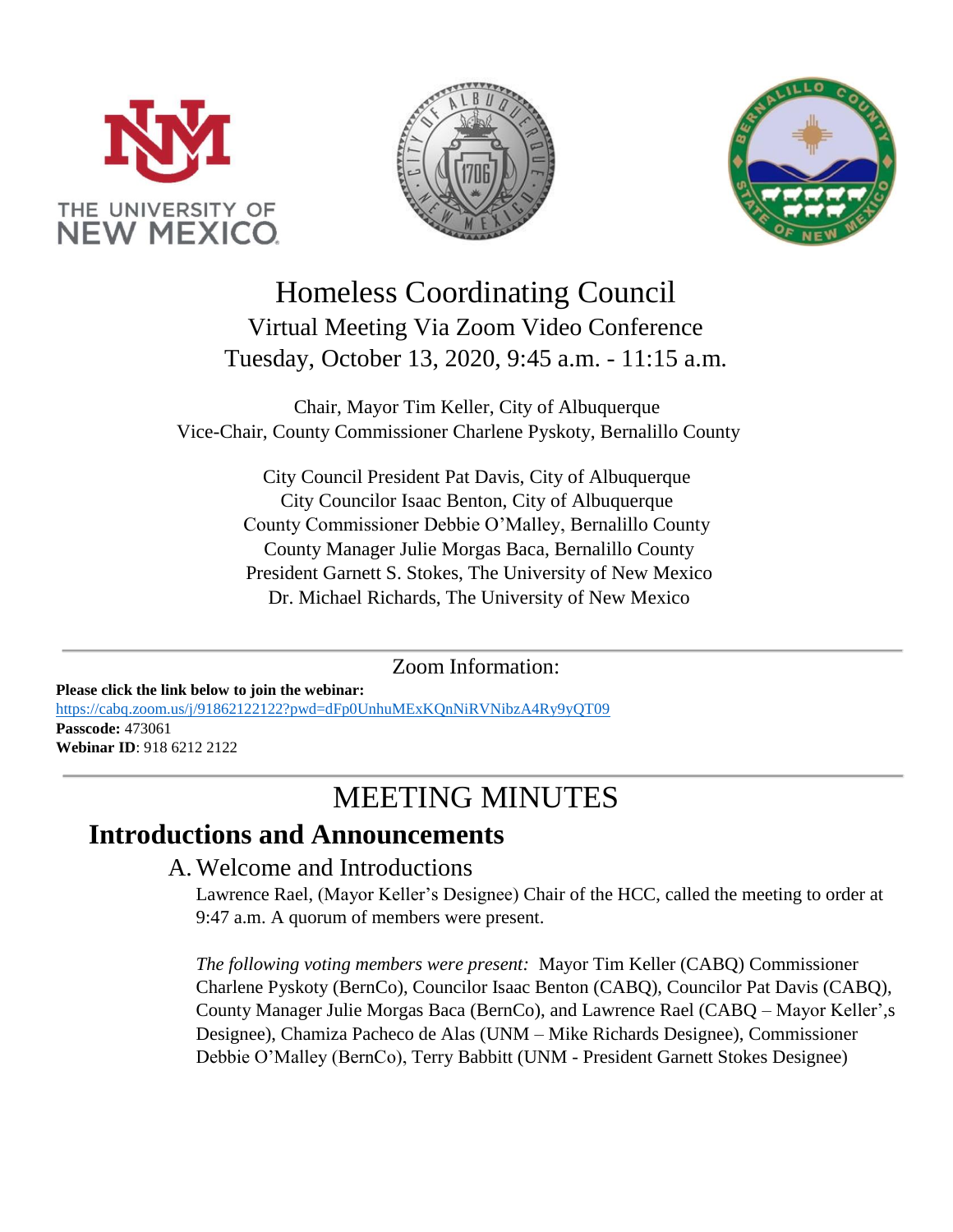# Homeless Coordinating Council

Virtual Meeting Via Zoom Video Conference

Tuesday, October 13, 2020, 9:45 a.m. - 11:15 a.m.

Chair, Mayor Tim Keller, City of Albuquerque
Vice-Chair, County Commissioner Charlene Pyskoty, Bernalillo County

City Council President Pat Davis, City of Albuquerque
City Councilor Isaac Benton, City of Albuquerque
County Commissioner Debbie O'Malley, Bernalillo County
County Manager Julie Morgas Baca, Bernalillo County
President Garnett S. Stokes, The University of New Mexico
Dr. Michael Richards, The University of New Mexico

---

Zoom Information:

**Please click the link below to join the webinar:**
https://cabq.zoom.us/j/91862122122?pwd=dFp0UnhuMExKQnNiRVNibzA4Ry9yQT09
**Passcode:** 473061
**Webinar ID**: 918 6212 2122

---

# MEETING MINUTES

## Introductions and Announcements

### A. Welcome and Introductions

Lawrence Rael, (Mayor Keller's Designee) Chair of the HCC, called the meeting to order at 9:47 a.m. A quorum of members were present.

*The following voting members were present:* Mayor Tim Keller (CABQ) Commissioner Charlene Pyskoty (BernCo), Councilor Isaac Benton (CABQ), Councilor Pat Davis (CABQ), County Manager Julie Morgas Baca (BernCo), and Lawrence Rael (CABQ – Mayor Keller',s Designee), Chamiza Pacheco de Alas (UNM – Mike Richards Designee), Commissioner Debbie O'Malley (BernCo), Terry Babbitt (UNM - President Garnett Stokes Designee)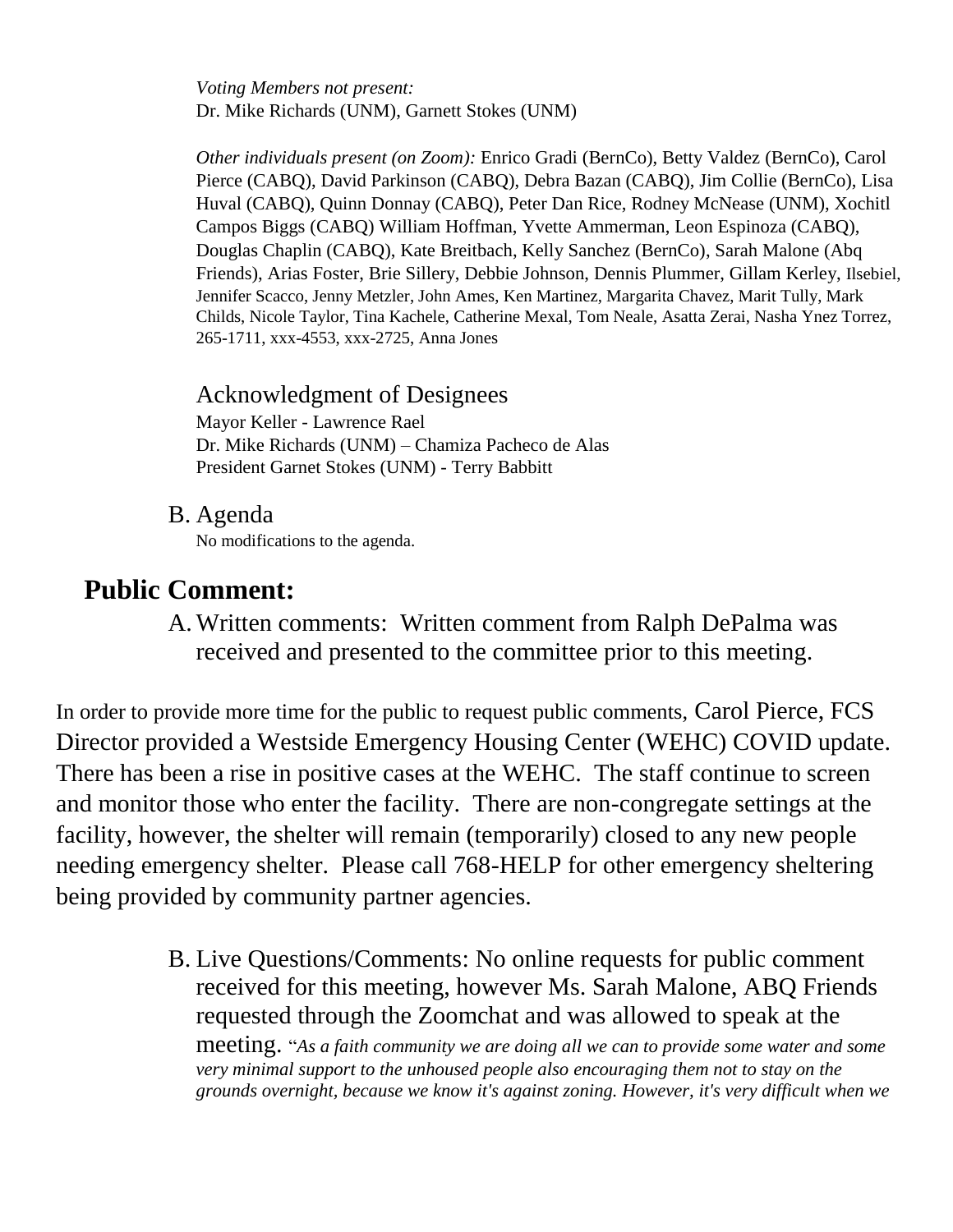*Voting Members not present:*
Dr. Mike Richards (UNM), Garnett Stokes (UNM)

*Other individuals present (on Zoom):* Enrico Gradi (BernCo), Betty Valdez (BernCo), Carol Pierce (CABQ), David Parkinson (CABQ), Debra Bazan (CABQ), Jim Collie (BernCo), Lisa Huval (CABQ), Quinn Donnay (CABQ), Peter Dan Rice, Rodney McNease (UNM), Xochitl Campos Biggs (CABQ) William Hoffman, Yvette Ammerman, Leon Espinoza (CABQ), Douglas Chaplin (CABQ), Kate Breitbach, Kelly Sanchez (BernCo), Sarah Malone (Abq Friends), Arias Foster, Brie Sillery, Debbie Johnson, Dennis Plummer, Gillam Kerley, Ilsebiel, Jennifer Scacco, Jenny Metzler, John Ames, Ken Martinez, Margarita Chavez, Marit Tully, Mark Childs, Nicole Taylor, Tina Kachele, Catherine Mexal, Tom Neale, Asatta Zerai, Nasha Ynez Torrez, 265-1711, xxx-4553, xxx-2725, Anna Jones

### Acknowledgment of Designees

Mayor Keller - Lawrence Rael
Dr. Mike Richards (UNM) – Chamiza Pacheco de Alas
President Garnet Stokes (UNM) - Terry Babbitt

### B. Agenda

No modifications to the agenda.

## Public Comment:

A. Written comments: Written comment from Ralph DePalma was received and presented to the committee prior to this meeting.

In order to provide more time for the public to request public comments, Carol Pierce, FCS Director provided a Westside Emergency Housing Center (WEHC) COVID update. There has been a rise in positive cases at the WEHC. The staff continue to screen and monitor those who enter the facility. There are non-congregate settings at the facility, however, the shelter will remain (temporarily) closed to any new people needing emergency shelter. Please call 768-HELP for other emergency sheltering being provided by community partner agencies.

B. Live Questions/Comments: No online requests for public comment received for this meeting, however Ms. Sarah Malone, ABQ Friends requested through the Zoomchat and was allowed to speak at the meeting. "*As a faith community we are doing all we can to provide some water and some very minimal support to the unhoused people also encouraging them not to stay on the grounds overnight, because we know it's against zoning. However, it's very difficult when we*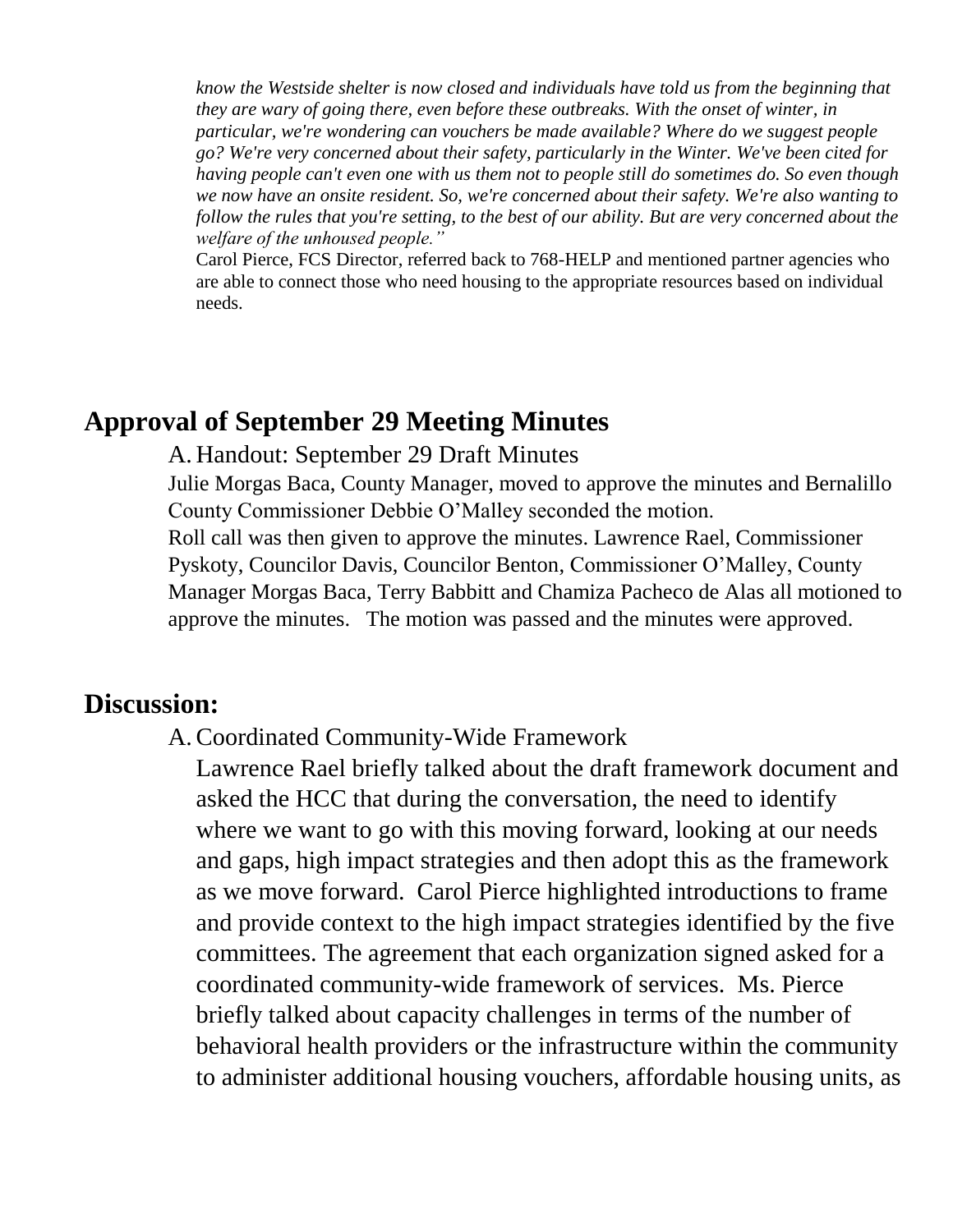*know the Westside shelter is now closed and individuals have told us from the beginning that they are wary of going there, even before these outbreaks. With the onset of winter, in particular, we're wondering can vouchers be made available? Where do we suggest people go? We're very concerned about their safety, particularly in the Winter. We've been cited for having people can't even one with us them not to people still do sometimes do. So even though we now have an onsite resident. So, we're concerned about their safety. We're also wanting to follow the rules that you're setting, to the best of our ability. But are very concerned about the welfare of the unhoused people."*

Carol Pierce, FCS Director, referred back to 768-HELP and mentioned partner agencies who are able to connect those who need housing to the appropriate resources based on individual needs.

## Approval of September 29 Meeting Minutes

A. Handout: September 29 Draft Minutes

Julie Morgas Baca, County Manager, moved to approve the minutes and Bernalillo County Commissioner Debbie O'Malley seconded the motion.

Roll call was then given to approve the minutes. Lawrence Rael, Commissioner Pyskoty, Councilor Davis, Councilor Benton, Commissioner O'Malley, County Manager Morgas Baca, Terry Babbitt and Chamiza Pacheco de Alas all motioned to approve the minutes. The motion was passed and the minutes were approved.

## Discussion:

A. Coordinated Community-Wide Framework

Lawrence Rael briefly talked about the draft framework document and asked the HCC that during the conversation, the need to identify where we want to go with this moving forward, looking at our needs and gaps, high impact strategies and then adopt this as the framework as we move forward. Carol Pierce highlighted introductions to frame and provide context to the high impact strategies identified by the five committees. The agreement that each organization signed asked for a coordinated community-wide framework of services. Ms. Pierce briefly talked about capacity challenges in terms of the number of behavioral health providers or the infrastructure within the community to administer additional housing vouchers, affordable housing units, as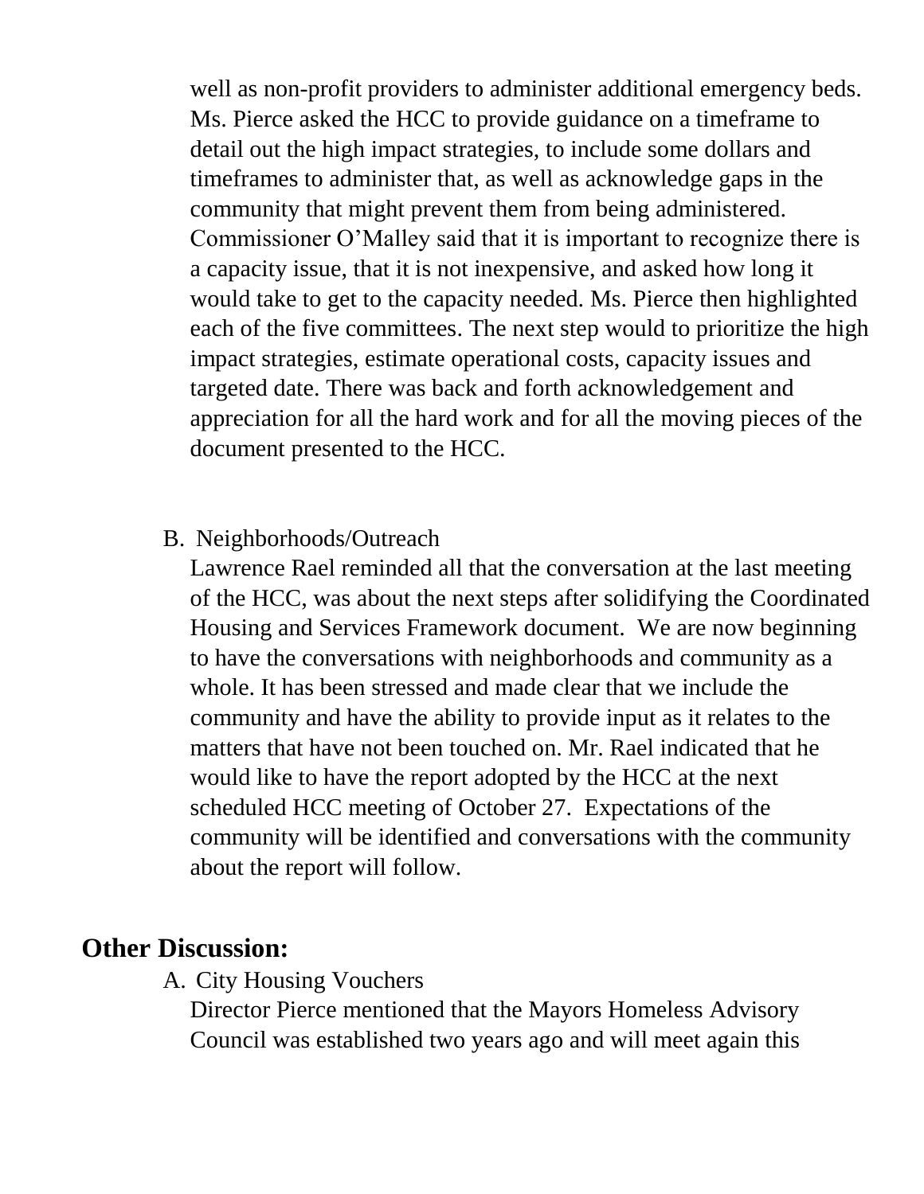well as non-profit providers to administer additional emergency beds. Ms. Pierce asked the HCC to provide guidance on a timeframe to detail out the high impact strategies, to include some dollars and timeframes to administer that, as well as acknowledge gaps in the community that might prevent them from being administered. Commissioner O'Malley said that it is important to recognize there is a capacity issue, that it is not inexpensive, and asked how long it would take to get to the capacity needed. Ms. Pierce then highlighted each of the five committees. The next step would to prioritize the high impact strategies, estimate operational costs, capacity issues and targeted date. There was back and forth acknowledgement and appreciation for all the hard work and for all the moving pieces of the document presented to the HCC.

B. Neighborhoods/Outreach
   Lawrence Rael reminded all that the conversation at the last meeting of the HCC, was about the next steps after solidifying the Coordinated Housing and Services Framework document. We are now beginning to have the conversations with neighborhoods and community as a whole. It has been stressed and made clear that we include the community and have the ability to provide input as it relates to the matters that have not been touched on. Mr. Rael indicated that he would like to have the report adopted by the HCC at the next scheduled HCC meeting of October 27. Expectations of the community will be identified and conversations with the community about the report will follow.

## Other Discussion:

A. City Housing Vouchers
   Director Pierce mentioned that the Mayors Homeless Advisory Council was established two years ago and will meet again this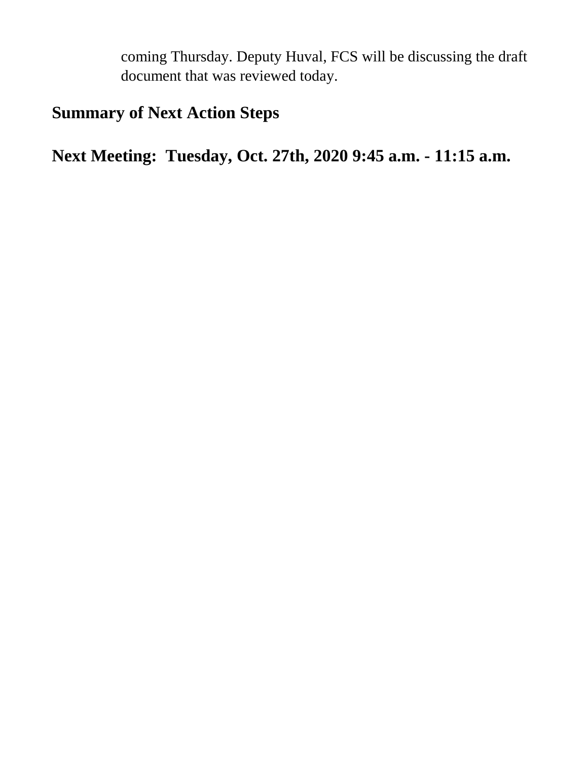coming Thursday. Deputy Huval, FCS will be discussing the draft document that was reviewed today.

## Summary of Next Action Steps

## Next Meeting: Tuesday, Oct. 27th, 2020 9:45 a.m. - 11:15 a.m.